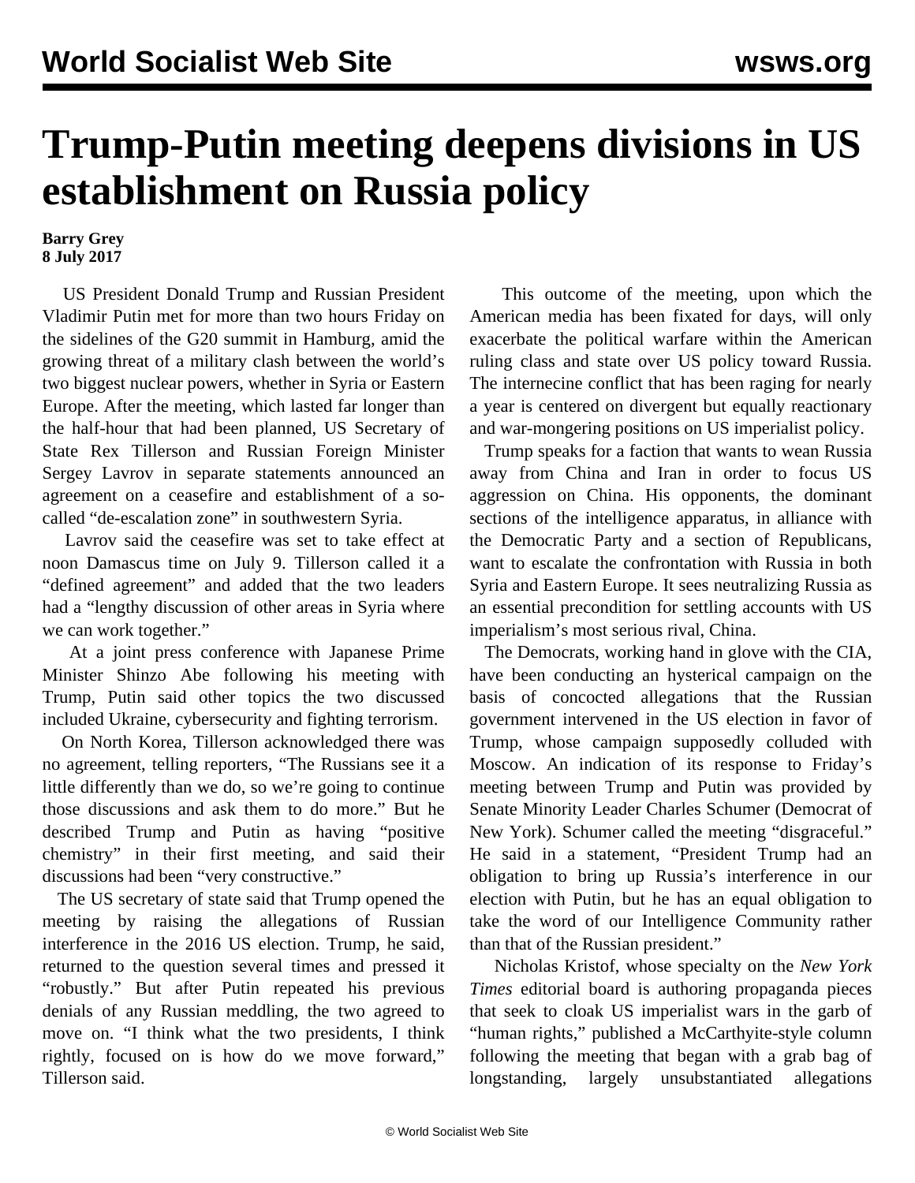# Trump-Putin meeting deepens divisions in US establishment on Russia policy

**Barry Grey**
**8 July 2017**

US President Donald Trump and Russian President Vladimir Putin met for more than two hours Friday on the sidelines of the G20 summit in Hamburg, amid the growing threat of a military clash between the world's two biggest nuclear powers, whether in Syria or Eastern Europe. After the meeting, which lasted far longer than the half-hour that had been planned, US Secretary of State Rex Tillerson and Russian Foreign Minister Sergey Lavrov in separate statements announced an agreement on a ceasefire and establishment of a so-called "de-escalation zone" in southwestern Syria.

Lavrov said the ceasefire was set to take effect at noon Damascus time on July 9. Tillerson called it a "defined agreement" and added that the two leaders had a "lengthy discussion of other areas in Syria where we can work together."

At a joint press conference with Japanese Prime Minister Shinzo Abe following his meeting with Trump, Putin said other topics the two discussed included Ukraine, cybersecurity and fighting terrorism.

On North Korea, Tillerson acknowledged there was no agreement, telling reporters, "The Russians see it a little differently than we do, so we're going to continue those discussions and ask them to do more." But he described Trump and Putin as having "positive chemistry" in their first meeting, and said their discussions had been "very constructive."

The US secretary of state said that Trump opened the meeting by raising the allegations of Russian interference in the 2016 US election. Trump, he said, returned to the question several times and pressed it "robustly." But after Putin repeated his previous denials of any Russian meddling, the two agreed to move on. "I think what the two presidents, I think rightly, focused on is how do we move forward," Tillerson said.

This outcome of the meeting, upon which the American media has been fixated for days, will only exacerbate the political warfare within the American ruling class and state over US policy toward Russia. The internecine conflict that has been raging for nearly a year is centered on divergent but equally reactionary and war-mongering positions on US imperialist policy.

Trump speaks for a faction that wants to wean Russia away from China and Iran in order to focus US aggression on China. His opponents, the dominant sections of the intelligence apparatus, in alliance with the Democratic Party and a section of Republicans, want to escalate the confrontation with Russia in both Syria and Eastern Europe. It sees neutralizing Russia as an essential precondition for settling accounts with US imperialism's most serious rival, China.

The Democrats, working hand in glove with the CIA, have been conducting an hysterical campaign on the basis of concocted allegations that the Russian government intervened in the US election in favor of Trump, whose campaign supposedly colluded with Moscow. An indication of its response to Friday's meeting between Trump and Putin was provided by Senate Minority Leader Charles Schumer (Democrat of New York). Schumer called the meeting "disgraceful." He said in a statement, "President Trump had an obligation to bring up Russia's interference in our election with Putin, but he has an equal obligation to take the word of our Intelligence Community rather than that of the Russian president."

Nicholas Kristof, whose specialty on the *New York Times* editorial board is authoring propaganda pieces that seek to cloak US imperialist wars in the garb of "human rights," published a McCarthyite-style column following the meeting that began with a grab bag of longstanding, largely unsubstantiated allegations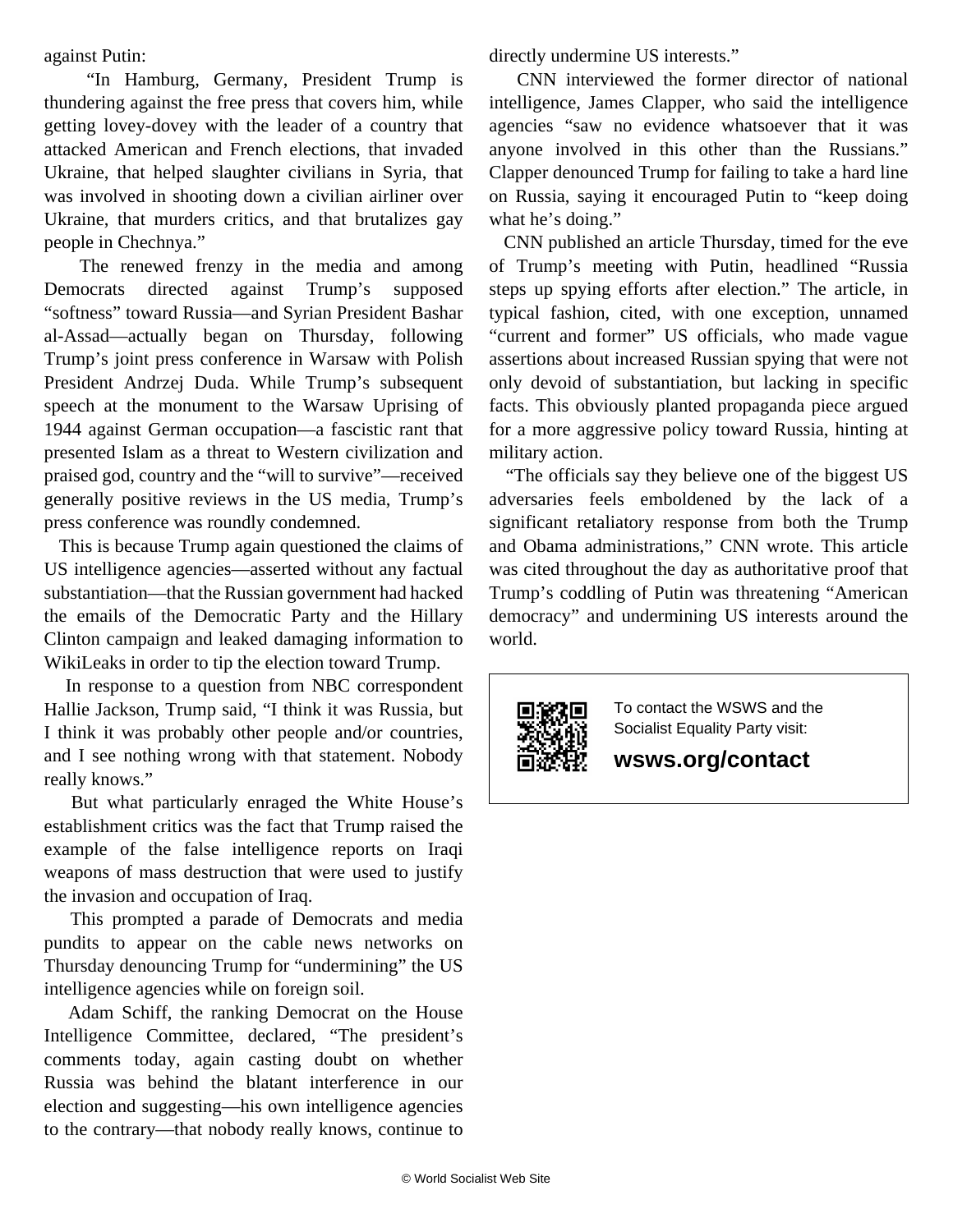against Putin:

"In Hamburg, Germany, President Trump is thundering against the free press that covers him, while getting lovey-dovey with the leader of a country that attacked American and French elections, that invaded Ukraine, that helped slaughter civilians in Syria, that was involved in shooting down a civilian airliner over Ukraine, that murders critics, and that brutalizes gay people in Chechnya."

The renewed frenzy in the media and among Democrats directed against Trump's supposed "softness" toward Russia—and Syrian President Bashar al-Assad—actually began on Thursday, following Trump's joint press conference in Warsaw with Polish President Andrzej Duda. While Trump's subsequent speech at the monument to the Warsaw Uprising of 1944 against German occupation—a fascistic rant that presented Islam as a threat to Western civilization and praised god, country and the "will to survive"—received generally positive reviews in the US media, Trump's press conference was roundly condemned.

This is because Trump again questioned the claims of US intelligence agencies—asserted without any factual substantiation—that the Russian government had hacked the emails of the Democratic Party and the Hillary Clinton campaign and leaked damaging information to WikiLeaks in order to tip the election toward Trump.

In response to a question from NBC correspondent Hallie Jackson, Trump said, "I think it was Russia, but I think it was probably other people and/or countries, and I see nothing wrong with that statement. Nobody really knows."

But what particularly enraged the White House's establishment critics was the fact that Trump raised the example of the false intelligence reports on Iraqi weapons of mass destruction that were used to justify the invasion and occupation of Iraq.

This prompted a parade of Democrats and media pundits to appear on the cable news networks on Thursday denouncing Trump for "undermining" the US intelligence agencies while on foreign soil.

Adam Schiff, the ranking Democrat on the House Intelligence Committee, declared, "The president's comments today, again casting doubt on whether Russia was behind the blatant interference in our election and suggesting—his own intelligence agencies to the contrary—that nobody really knows, continue to directly undermine US interests."

CNN interviewed the former director of national intelligence, James Clapper, who said the intelligence agencies "saw no evidence whatsoever that it was anyone involved in this other than the Russians." Clapper denounced Trump for failing to take a hard line on Russia, saying it encouraged Putin to "keep doing what he's doing."

CNN published an article Thursday, timed for the eve of Trump's meeting with Putin, headlined "Russia steps up spying efforts after election." The article, in typical fashion, cited, with one exception, unnamed "current and former" US officials, who made vague assertions about increased Russian spying that were not only devoid of substantiation, but lacking in specific facts. This obviously planted propaganda piece argued for a more aggressive policy toward Russia, hinting at military action.

"The officials say they believe one of the biggest US adversaries feels emboldened by the lack of a significant retaliatory response from both the Trump and Obama administrations," CNN wrote. This article was cited throughout the day as authoritative proof that Trump's coddling of Putin was threatening "American democracy" and undermining US interests around the world.

To contact the WSWS and the Socialist Equality Party visit:

**wsws.org/contact**